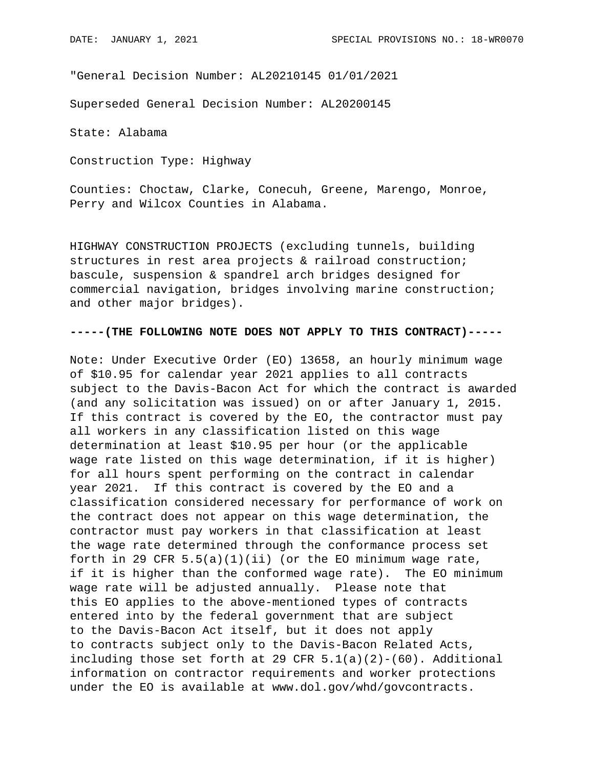DATE: JANUARY 1, 2021 SPECIAL PROVISIONS NO.: 18-WR0070

"General Decision Number: AL20210145 01/01/2021

Superseded General Decision Number: AL20200145

State: Alabama

Construction Type: Highway

Counties: Choctaw, Clarke, Conecuh, Greene, Marengo, Monroe, Perry and Wilcox Counties in Alabama.

HIGHWAY CONSTRUCTION PROJECTS (excluding tunnels, building structures in rest area projects & railroad construction; bascule, suspension & spandrel arch bridges designed for commercial navigation, bridges involving marine construction; and other major bridges).

**-----(THE FOLLOWING NOTE DOES NOT APPLY TO THIS CONTRACT)-----**

Note: Under Executive Order (EO) 13658, an hourly minimum wage of $10.95 for calendar year 2021 applies to all contracts subject to the Davis-Bacon Act for which the contract is awarded (and any solicitation was issued) on or after January 1, 2015. If this contract is covered by the EO, the contractor must pay all workers in any classification listed on this wage determination at least $10.95 per hour (or the applicable wage rate listed on this wage determination, if it is higher) for all hours spent performing on the contract in calendar year 2021. If this contract is covered by the EO and a classification considered necessary for performance of work on the contract does not appear on this wage determination, the contractor must pay workers in that classification at least the wage rate determined through the conformance process set forth in 29 CFR 5.5(a)(1)(ii) (or the EO minimum wage rate, if it is higher than the conformed wage rate). The EO minimum wage rate will be adjusted annually. Please note that this EO applies to the above-mentioned types of contracts entered into by the federal government that are subject to the Davis-Bacon Act itself, but it does not apply to contracts subject only to the Davis-Bacon Related Acts, including those set forth at 29 CFR 5.1(a)(2)-(60). Additional information on contractor requirements and worker protections under the EO is available at www.dol.gov/whd/govcontracts.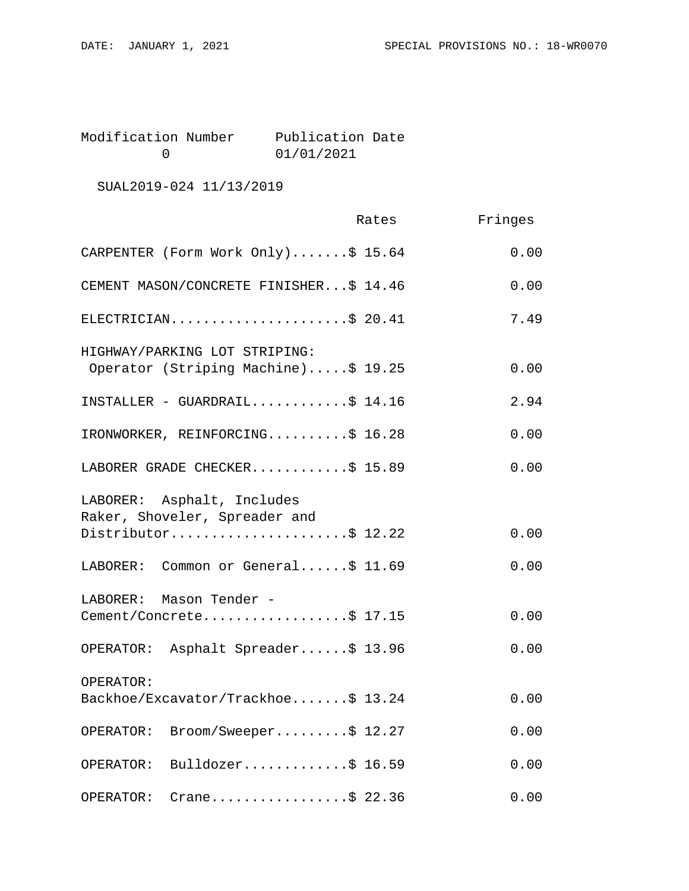| Modification Number | Publication Date |
|---|---|
| 0 | 01/01/2021 |

SUAL2019-024 11/13/2019

| | Rates | Fringes |
|---|---|---|
| CARPENTER (Form Work Only) | $ 15.64 | 0.00 |
| CEMENT MASON/CONCRETE FINISHER | $ 14.46 | 0.00 |
| ELECTRICIAN | $ 20.41 | 7.49 |
| HIGHWAY/PARKING LOT STRIPING: Operator (Striping Machine) | $ 19.25 | 0.00 |
| INSTALLER - GUARDRAIL | $ 14.16 | 2.94 |
| IRONWORKER, REINFORCING | $ 16.28 | 0.00 |
| LABORER GRADE CHECKER | $ 15.89 | 0.00 |
| LABORER: Asphalt, Includes Raker, Shoveler, Spreader and Distributor | $ 12.22 | 0.00 |
| LABORER: Common or General | $ 11.69 | 0.00 |
| LABORER: Mason Tender - Cement/Concrete | $ 17.15 | 0.00 |
| OPERATOR: Asphalt Spreader | $ 13.96 | 0.00 |
| OPERATOR: Backhoe/Excavator/Trackhoe | $ 13.24 | 0.00 |
| OPERATOR: Broom/Sweeper | $ 12.27 | 0.00 |
| OPERATOR: Bulldozer | $ 16.59 | 0.00 |
| OPERATOR: Crane | $ 22.36 | 0.00 |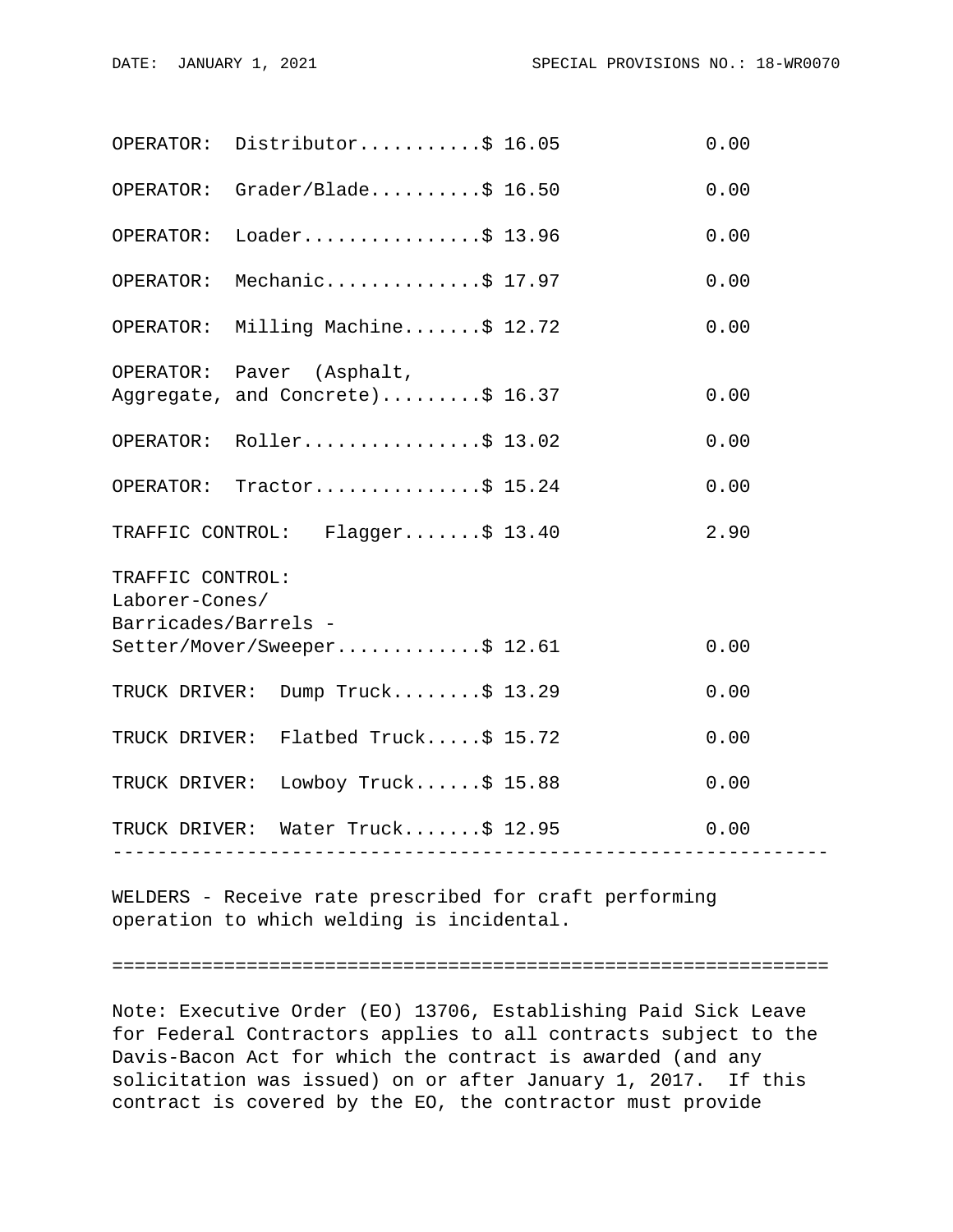| | Rates | Fringes |
|---|---|---|
| OPERATOR: Distributor | $ 16.05 | 0.00 |
| OPERATOR: Grader/Blade | $ 16.50 | 0.00 |
| OPERATOR: Loader | $ 13.96 | 0.00 |
| OPERATOR: Mechanic | $ 17.97 | 0.00 |
| OPERATOR: Milling Machine | $ 12.72 | 0.00 |
| OPERATOR: Paver (Asphalt, Aggregate, and Concrete) | $ 16.37 | 0.00 |
| OPERATOR: Roller | $ 13.02 | 0.00 |
| OPERATOR: Tractor | $ 15.24 | 0.00 |
| TRAFFIC CONTROL: Flagger | $ 13.40 | 2.90 |
| TRAFFIC CONTROL: Laborer-Cones/ Barricades/Barrels - Setter/Mover/Sweeper | $ 12.61 | 0.00 |
| TRUCK DRIVER: Dump Truck | $ 13.29 | 0.00 |
| TRUCK DRIVER: Flatbed Truck | $ 15.72 | 0.00 |
| TRUCK DRIVER: Lowboy Truck | $ 15.88 | 0.00 |
| TRUCK DRIVER: Water Truck | $ 12.95 | 0.00 |

---

WELDERS - Receive rate prescribed for craft performing operation to which welding is incidental.

================================================================

Note: Executive Order (EO) 13706, Establishing Paid Sick Leave for Federal Contractors applies to all contracts subject to the Davis-Bacon Act for which the contract is awarded (and any solicitation was issued) on or after January 1, 2017. If this contract is covered by the EO, the contractor must provide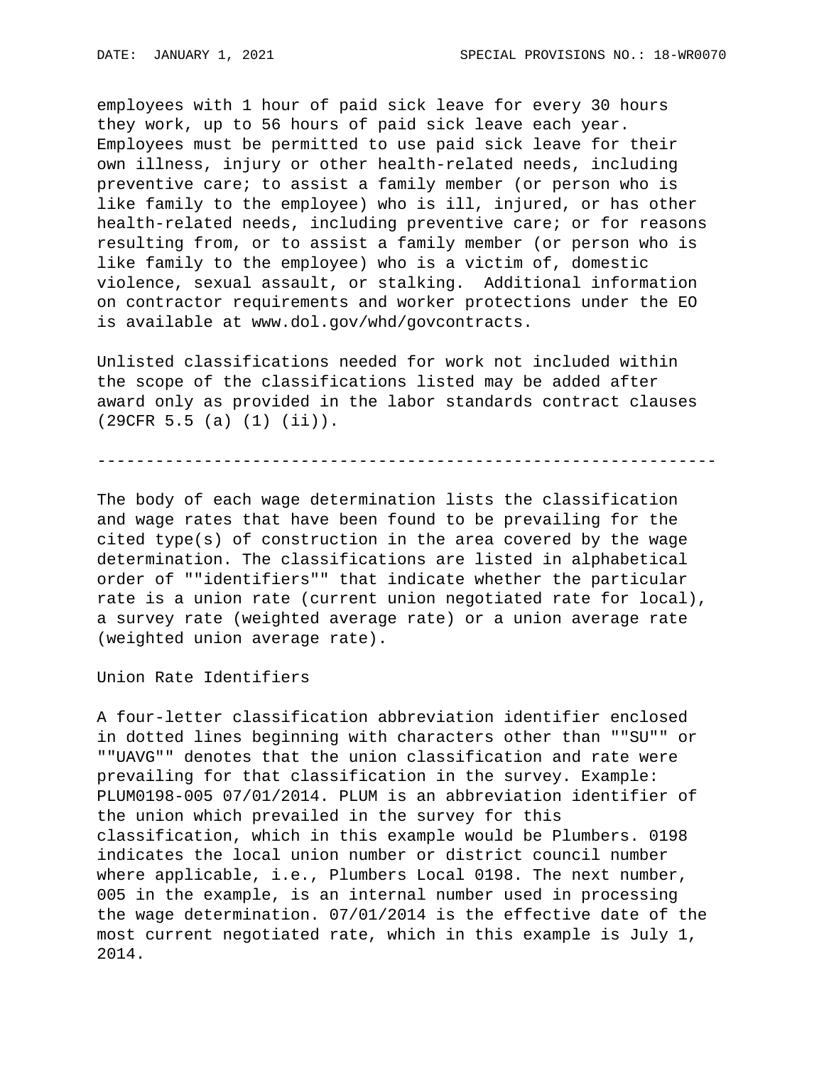employees with 1 hour of paid sick leave for every 30 hours they work, up to 56 hours of paid sick leave each year. Employees must be permitted to use paid sick leave for their own illness, injury or other health-related needs, including preventive care; to assist a family member (or person who is like family to the employee) who is ill, injured, or has other health-related needs, including preventive care; or for reasons resulting from, or to assist a family member (or person who is like family to the employee) who is a victim of, domestic violence, sexual assault, or stalking. Additional information on contractor requirements and worker protections under the EO is available at www.dol.gov/whd/govcontracts.

Unlisted classifications needed for work not included within the scope of the classifications listed may be added after award only as provided in the labor standards contract clauses (29CFR 5.5 (a) (1) (ii)).

----------------------------------------------------------------

The body of each wage determination lists the classification and wage rates that have been found to be prevailing for the cited type(s) of construction in the area covered by the wage determination. The classifications are listed in alphabetical order of ""identifiers"" that indicate whether the particular rate is a union rate (current union negotiated rate for local), a survey rate (weighted average rate) or a union average rate (weighted union average rate).

Union Rate Identifiers

A four-letter classification abbreviation identifier enclosed in dotted lines beginning with characters other than ""SU"" or ""UAVG"" denotes that the union classification and rate were prevailing for that classification in the survey. Example: PLUM0198-005 07/01/2014. PLUM is an abbreviation identifier of the union which prevailed in the survey for this classification, which in this example would be Plumbers. 0198 indicates the local union number or district council number where applicable, i.e., Plumbers Local 0198. The next number, 005 in the example, is an internal number used in processing the wage determination. 07/01/2014 is the effective date of the most current negotiated rate, which in this example is July 1, 2014.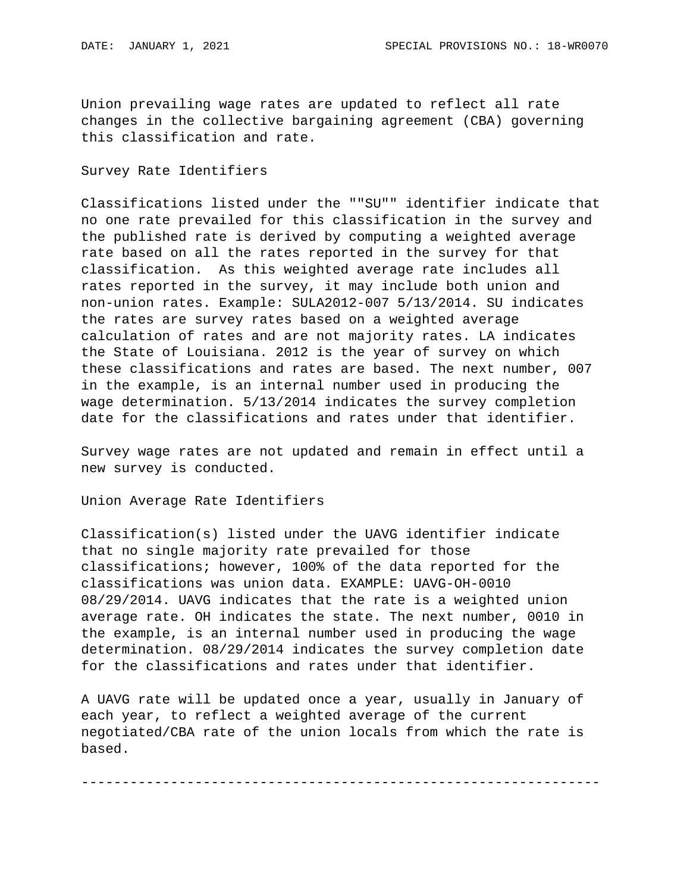Union prevailing wage rates are updated to reflect all rate changes in the collective bargaining agreement (CBA) governing this classification and rate.

Survey Rate Identifiers

Classifications listed under the ""SU"" identifier indicate that no one rate prevailed for this classification in the survey and the published rate is derived by computing a weighted average rate based on all the rates reported in the survey for that classification. As this weighted average rate includes all rates reported in the survey, it may include both union and non-union rates. Example: SULA2012-007 5/13/2014. SU indicates the rates are survey rates based on a weighted average calculation of rates and are not majority rates. LA indicates the State of Louisiana. 2012 is the year of survey on which these classifications and rates are based. The next number, 007 in the example, is an internal number used in producing the wage determination. 5/13/2014 indicates the survey completion date for the classifications and rates under that identifier.

Survey wage rates are not updated and remain in effect until a new survey is conducted.

Union Average Rate Identifiers

Classification(s) listed under the UAVG identifier indicate that no single majority rate prevailed for those classifications; however, 100% of the data reported for the classifications was union data. EXAMPLE: UAVG-OH-0010 08/29/2014. UAVG indicates that the rate is a weighted union average rate. OH indicates the state. The next number, 0010 in the example, is an internal number used in producing the wage determination. 08/29/2014 indicates the survey completion date for the classifications and rates under that identifier.

A UAVG rate will be updated once a year, usually in January of each year, to reflect a weighted average of the current negotiated/CBA rate of the union locals from which the rate is based.

----------------------------------------------------------------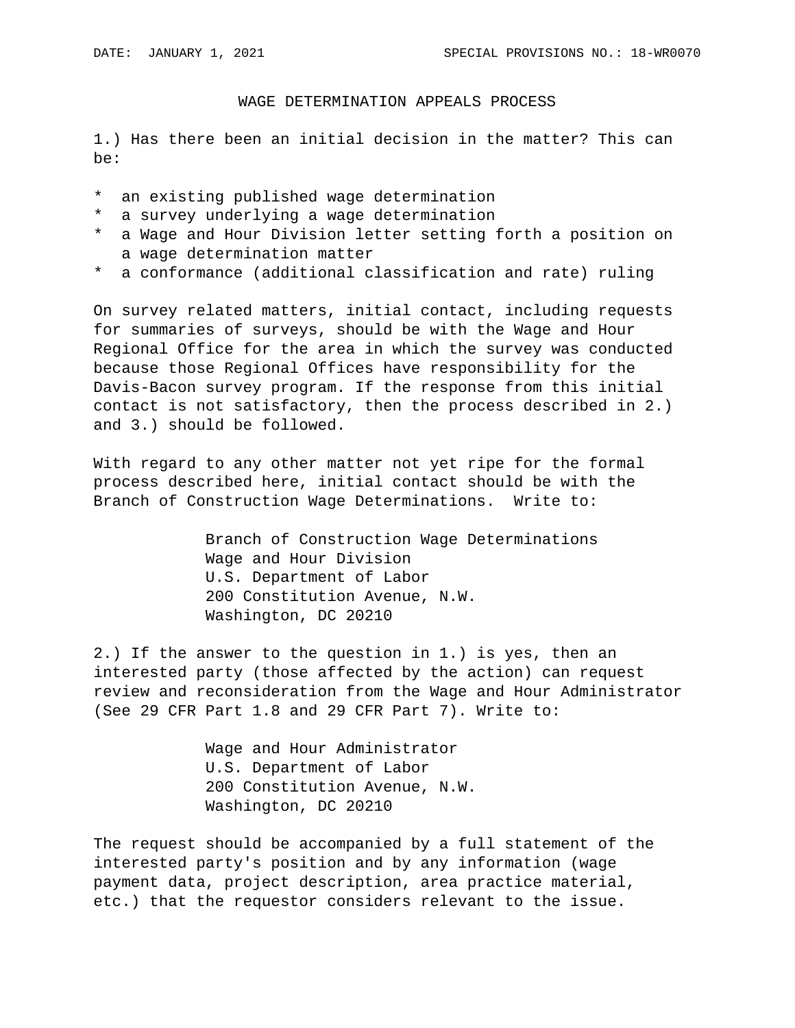DATE: JANUARY 1, 2021 SPECIAL PROVISIONS NO.: 18-WR0070

## WAGE DETERMINATION APPEALS PROCESS

1.) Has there been an initial decision in the matter? This can be:

* an existing published wage determination
* a survey underlying a wage determination
* a Wage and Hour Division letter setting forth a position on a wage determination matter
* a conformance (additional classification and rate) ruling

On survey related matters, initial contact, including requests for summaries of surveys, should be with the Wage and Hour Regional Office for the area in which the survey was conducted because those Regional Offices have responsibility for the Davis-Bacon survey program. If the response from this initial contact is not satisfactory, then the process described in 2.) and 3.) should be followed.

With regard to any other matter not yet ripe for the formal process described here, initial contact should be with the Branch of Construction Wage Determinations. Write to:

Branch of Construction Wage Determinations  
Wage and Hour Division  
U.S. Department of Labor  
200 Constitution Avenue, N.W.  
Washington, DC 20210

2.) If the answer to the question in 1.) is yes, then an interested party (those affected by the action) can request review and reconsideration from the Wage and Hour Administrator (See 29 CFR Part 1.8 and 29 CFR Part 7). Write to:

Wage and Hour Administrator  
U.S. Department of Labor  
200 Constitution Avenue, N.W.  
Washington, DC 20210

The request should be accompanied by a full statement of the interested party's position and by any information (wage payment data, project description, area practice material, etc.) that the requestor considers relevant to the issue.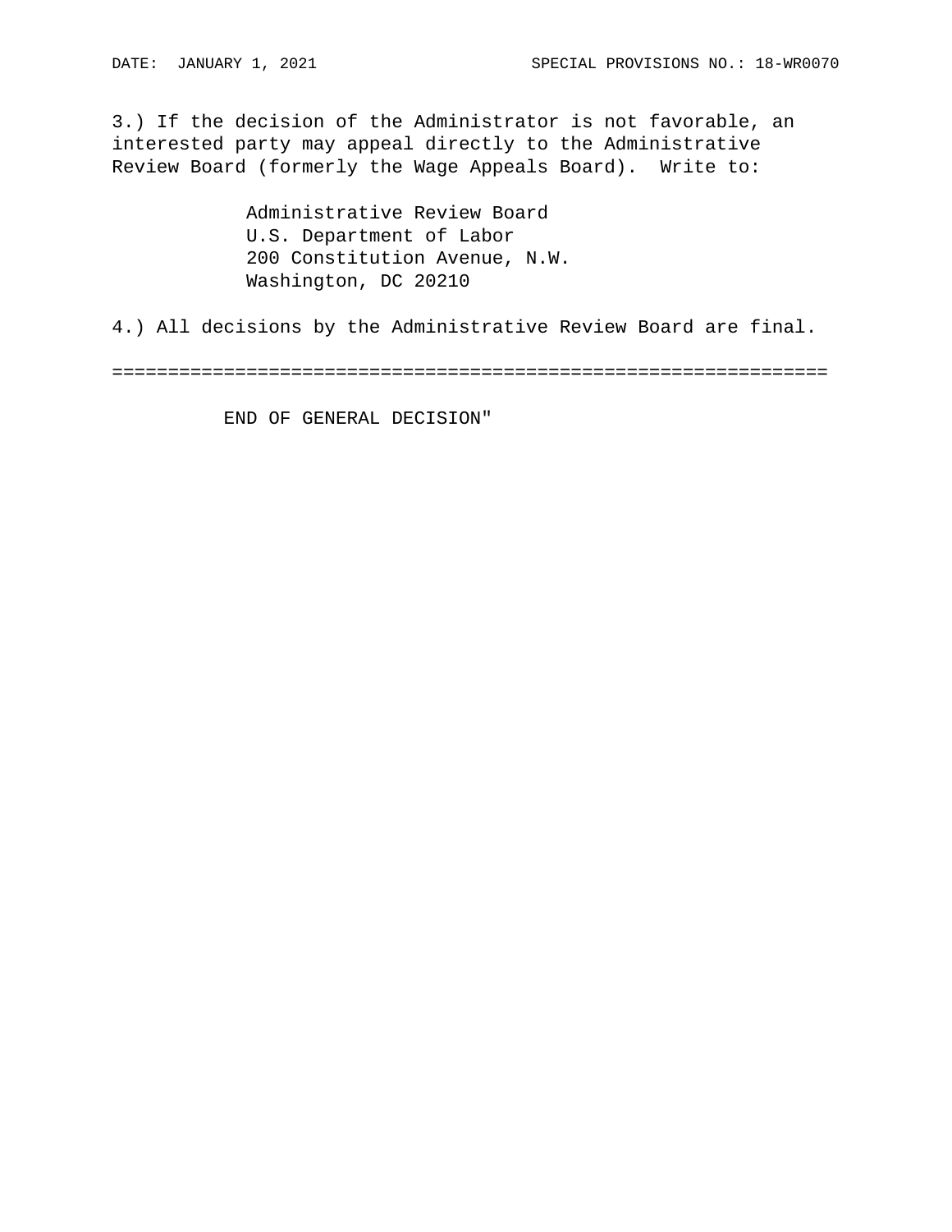3.) If the decision of the Administrator is not favorable, an interested party may appeal directly to the Administrative Review Board (formerly the Wage Appeals Board). Write to:

Administrative Review Board
U.S. Department of Labor
200 Constitution Avenue, N.W.
Washington, DC 20210

4.) All decisions by the Administrative Review Board are final.

================================================================

END OF GENERAL DECISION"